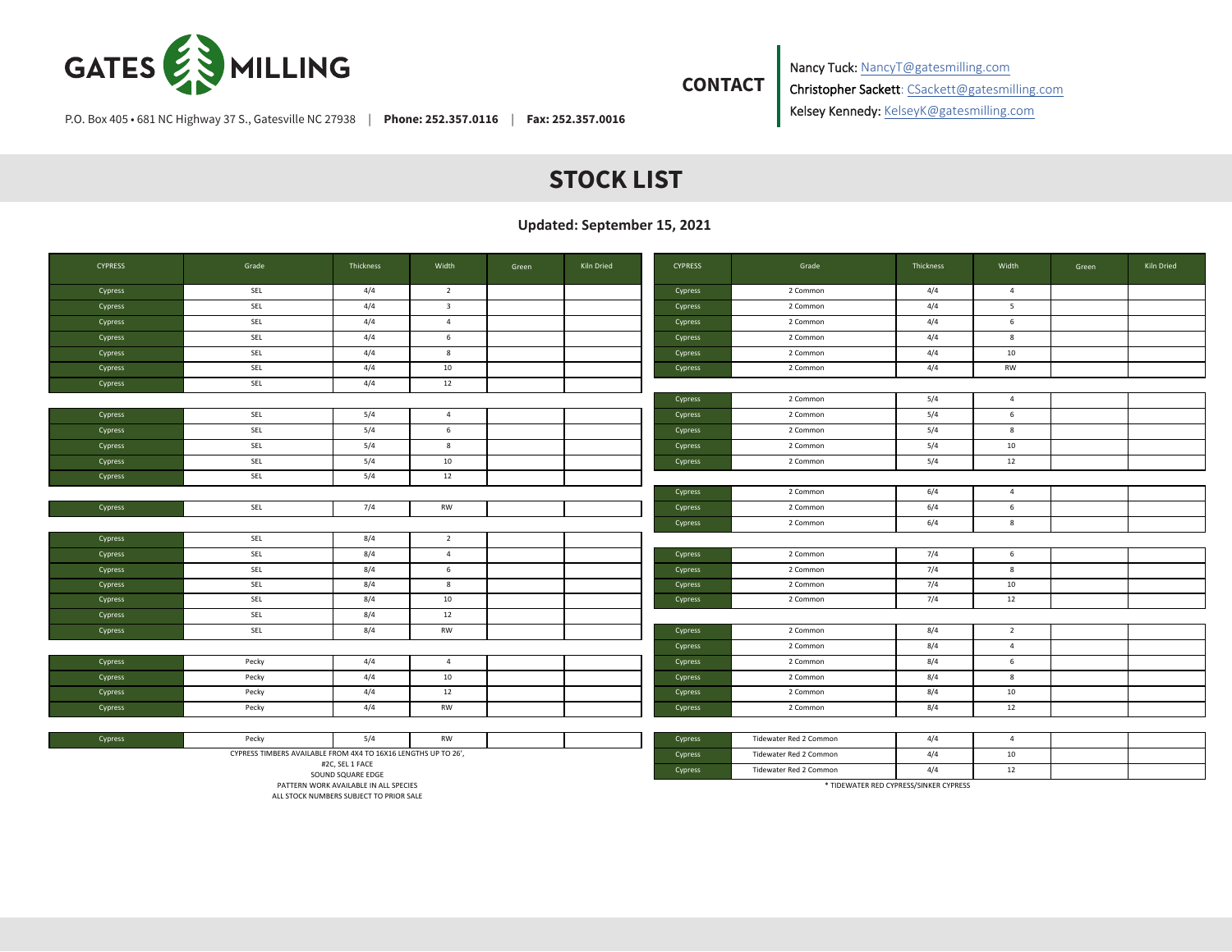# GATES MILLING

P.O. Box 405 • 681 NC Highway 37 S., Gatesville NC 27938 | **Phone: 252.357.0116** | **Fax: 252.357.0016**

**CONTACT**

Nancy Tuck: NancyT@gatesmilling.com
Christopher Sackett: CSackett@gatesmilling.com
Kelsey Kennedy: KelseyK@gatesmilling.com

## STOCK LIST

**Updated: September 15, 2021**

| CYPRESS | Grade | Thickness | Width | Green | Kiln Dried |
|---|---|---|---|---|---|
| Cypress | SEL | 4/4 | 2 | | |
| Cypress | SEL | 4/4 | 3 | | |
| Cypress | SEL | 4/4 | 4 | | |
| Cypress | SEL | 4/4 | 6 | | |
| Cypress | SEL | 4/4 | 8 | | |
| Cypress | SEL | 4/4 | 10 | | |
| Cypress | SEL | 4/4 | 12 | | |
| Cypress | SEL | 5/4 | 4 | | |
| Cypress | SEL | 5/4 | 6 | | |
| Cypress | SEL | 5/4 | 8 | | |
| Cypress | SEL | 5/4 | 10 | | |
| Cypress | SEL | 5/4 | 12 | | |
| Cypress | SEL | 7/4 | RW | | |
| Cypress | SEL | 8/4 | 2 | | |
| Cypress | SEL | 8/4 | 4 | | |
| Cypress | SEL | 8/4 | 6 | | |
| Cypress | SEL | 8/4 | 8 | | |
| Cypress | SEL | 8/4 | 10 | | |
| Cypress | SEL | 8/4 | 12 | | |
| Cypress | SEL | 8/4 | RW | | |
| Cypress | Pecky | 4/4 | 4 | | |
| Cypress | Pecky | 4/4 | 10 | | |
| Cypress | Pecky | 4/4 | 12 | | |
| Cypress | Pecky | 4/4 | RW | | |
| Cypress | Pecky | 5/4 | RW | | |

CYPRESS TIMBERS AVAILABLE FROM 4X4 TO 16X16 LENGTHS UP TO 26',
#2C, SEL 1 FACE
SOUND SQUARE EDGE
PATTERN WORK AVAILABLE IN ALL SPECIES
ALL STOCK NUMBERS SUBJECT TO PRIOR SALE

| CYPRESS | Grade | Thickness | Width | Green | Kiln Dried |
|---|---|---|---|---|---|
| Cypress | 2 Common | 4/4 | 4 | | |
| Cypress | 2 Common | 4/4 | 5 | | |
| Cypress | 2 Common | 4/4 | 6 | | |
| Cypress | 2 Common | 4/4 | 8 | | |
| Cypress | 2 Common | 4/4 | 10 | | |
| Cypress | 2 Common | 4/4 | RW | | |
| Cypress | 2 Common | 5/4 | 4 | | |
| Cypress | 2 Common | 5/4 | 6 | | |
| Cypress | 2 Common | 5/4 | 8 | | |
| Cypress | 2 Common | 5/4 | 10 | | |
| Cypress | 2 Common | 5/4 | 12 | | |
| Cypress | 2 Common | 6/4 | 4 | | |
| Cypress | 2 Common | 6/4 | 6 | | |
| Cypress | 2 Common | 6/4 | 8 | | |
| Cypress | 2 Common | 7/4 | 6 | | |
| Cypress | 2 Common | 7/4 | 8 | | |
| Cypress | 2 Common | 7/4 | 10 | | |
| Cypress | 2 Common | 7/4 | 12 | | |
| Cypress | 2 Common | 8/4 | 2 | | |
| Cypress | 2 Common | 8/4 | 4 | | |
| Cypress | 2 Common | 8/4 | 6 | | |
| Cypress | 2 Common | 8/4 | 8 | | |
| Cypress | 2 Common | 8/4 | 10 | | |
| Cypress | 2 Common | 8/4 | 12 | | |
| Cypress | Tidewater Red 2 Common | 4/4 | 4 | | |
| Cypress | Tidewater Red 2 Common | 4/4 | 10 | | |
| Cypress | Tidewater Red 2 Common | 4/4 | 12 | | |

* TIDEWATER RED CYPRESS/SINKER CYPRESS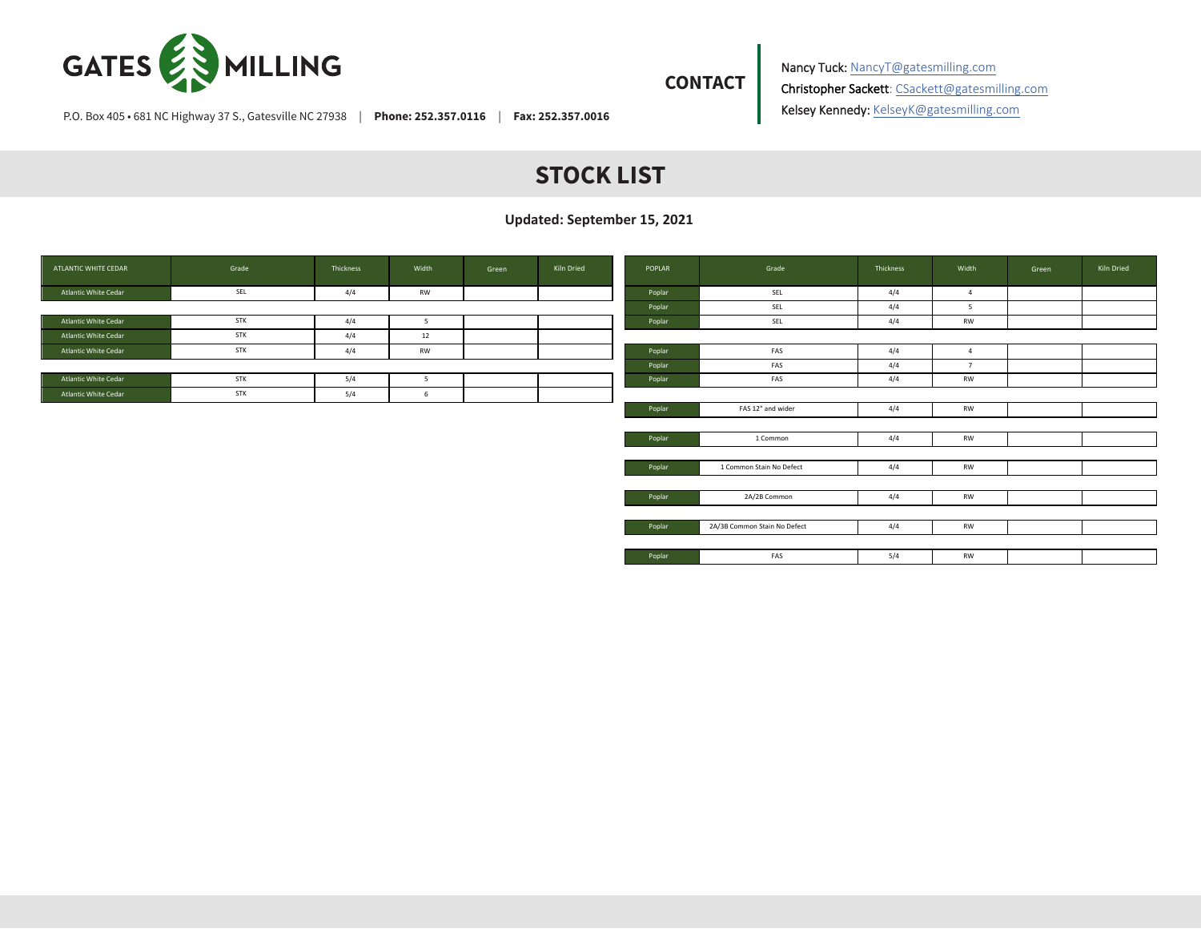GATES MILLING

P.O. Box 405 • 681 NC Highway 37 S., Gatesville NC 27938 | **Phone: 252.357.0116** | **Fax: 252.357.0016**

**CONTACT**

Nancy Tuck: NancyT@gatesmilling.com
Christopher Sackett: CSackett@gatesmilling.com
Kelsey Kennedy: KelseyK@gatesmilling.com

# STOCK LIST

**Updated: September 15, 2021**

| ATLANTIC WHITE CEDAR | Grade | Thickness | Width | Green | Kiln Dried |
|---|---|---|---|---|---|
| Atlantic White Cedar | SEL | 4/4 | RW | | |
| Atlantic White Cedar | STK | 4/4 | 5 | | |
| Atlantic White Cedar | STK | 4/4 | 12 | | |
| Atlantic White Cedar | STK | 4/4 | RW | | |
| Atlantic White Cedar | STK | 5/4 | 5 | | |
| Atlantic White Cedar | STK | 5/4 | 6 | | |

| POPLAR | Grade | Thickness | Width | Green | Kiln Dried |
|---|---|---|---|---|---|
| Poplar | SEL | 4/4 | 4 | | |
| Poplar | SEL | 4/4 | 5 | | |
| Poplar | SEL | 4/4 | RW | | |
| Poplar | FAS | 4/4 | 4 | | |
| Poplar | FAS | 4/4 | 7 | | |
| Poplar | FAS | 4/4 | RW | | |
| Poplar | FAS 12" and wider | 4/4 | RW | | |
| Poplar | 1 Common | 4/4 | RW | | |
| Poplar | 1 Common Stain No Defect | 4/4 | RW | | |
| Poplar | 2A/2B Common | 4/4 | RW | | |
| Poplar | 2A/3B Common Stain No Defect | 4/4 | RW | | |
| Poplar | FAS | 5/4 | RW | | |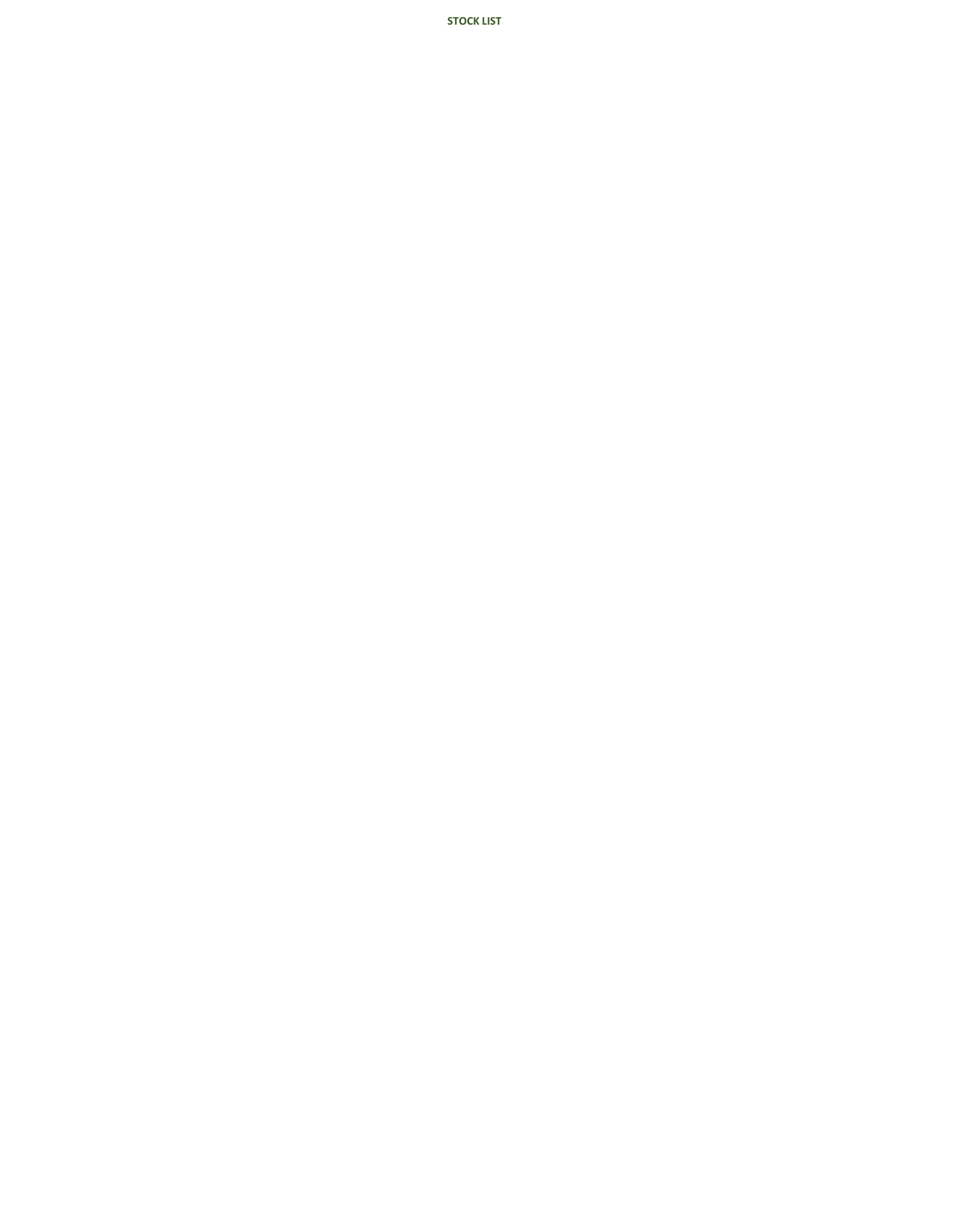**STOCK LIST**